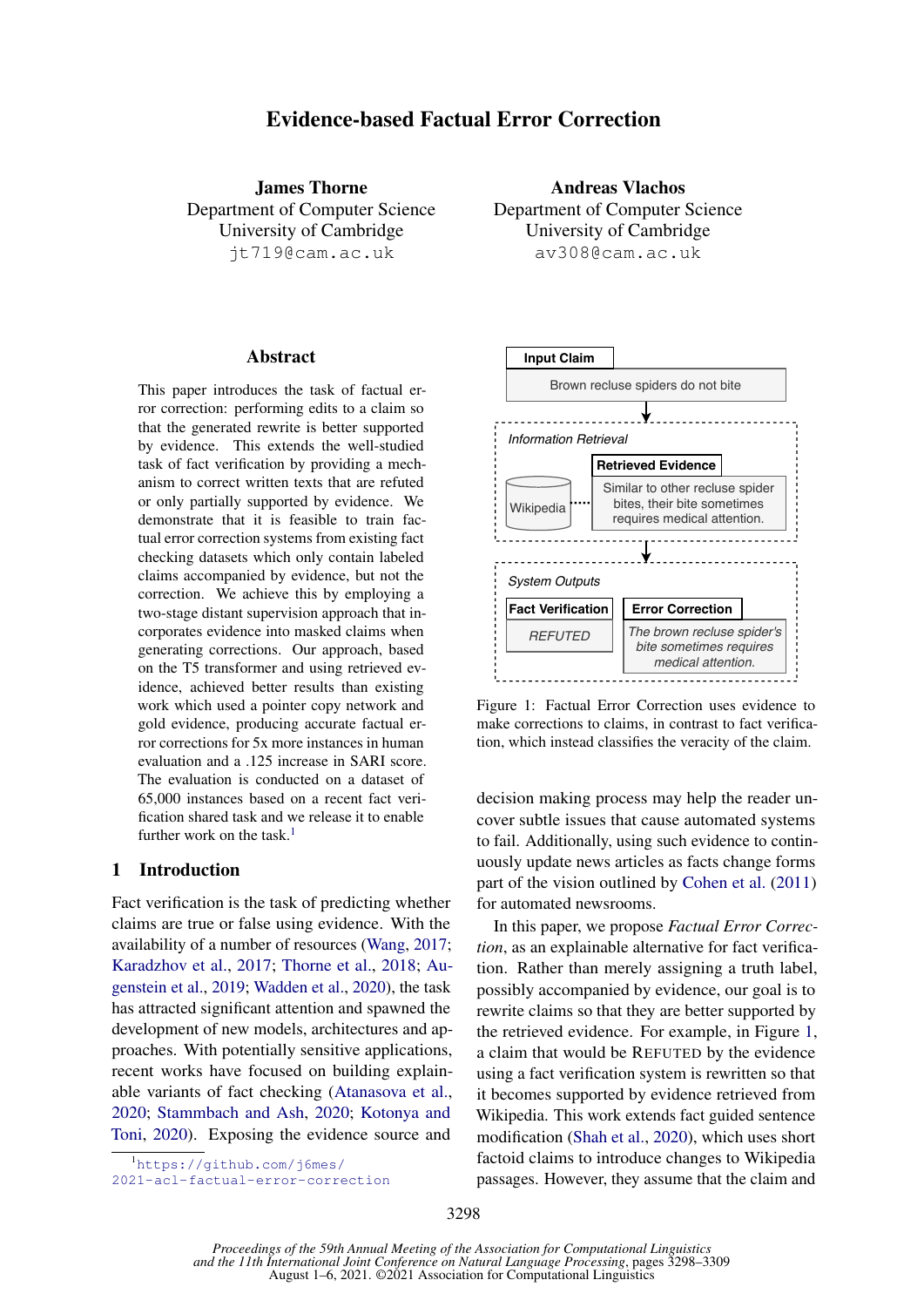# Evidence-based Factual Error Correction

**James Thorne**
Department of Computer Science
University of Cambridge
jt719@cam.ac.uk

**Andreas Vlachos**
Department of Computer Science
University of Cambridge
av308@cam.ac.uk

## Abstract

This paper introduces the task of factual error correction: performing edits to a claim so that the generated rewrite is better supported by evidence. This extends the well-studied task of fact verification by providing a mechanism to correct written texts that are refuted or only partially supported by evidence. We demonstrate that it is feasible to train factual error correction systems from existing fact checking datasets which only contain labeled claims accompanied by evidence, but not the correction. We achieve this by employing a two-stage distant supervision approach that incorporates evidence into masked claims when generating corrections. Our approach, based on the T5 transformer and using retrieved evidence, achieved better results than existing work which used a pointer copy network and gold evidence, producing accurate factual error corrections for 5x more instances in human evaluation and a .125 increase in SARI score. The evaluation is conducted on a dataset of 65,000 instances based on a recent fact verification shared task and we release it to enable further work on the task.[1]

## 1 Introduction

Fact verification is the task of predicting whether claims are true or false using evidence. With the availability of a number of resources (Wang, 2017; Karadzhov et al., 2017; Thorne et al., 2018; Augenstein et al., 2019; Wadden et al., 2020), the task has attracted significant attention and spawned the development of new models, architectures and approaches. With potentially sensitive applications, recent works have focused on building explainable variants of fact checking (Atanasova et al., 2020; Stammbach and Ash, 2020; Kotonya and Toni, 2020). Exposing the evidence source and decision making process may help the reader uncover subtle issues that cause automated systems to fail. Additionally, using such evidence to continuously update news articles as facts change forms part of the vision outlined by Cohen et al. (2011) for automated newsrooms.

Input Claim: Brown recluse spiders do not bite

Information Retrieval — Wikipedia — Retrieved Evidence: Similar to other recluse spider bites, their bite sometimes requires medical attention.

System Outputs — Fact Verification: REFUTED — Error Correction: *The brown recluse spider's bite sometimes requires medical attention.*

Figure 1: Factual Error Correction uses evidence to make corrections to claims, in contrast to fact verification, which instead classifies the veracity of the claim.

In this paper, we propose *Factual Error Correction*, as an explainable alternative for fact verification. Rather than merely assigning a truth label, possibly accompanied by evidence, our goal is to rewrite claims so that they are better supported by the retrieved evidence. For example, in Figure 1, a claim that would be REFUTED by the evidence using a fact verification system is rewritten so that it becomes supported by evidence retrieved from Wikipedia. This work extends fact guided sentence modification (Shah et al., 2020), which uses short factoid claims to introduce changes to Wikipedia passages. However, they assume that the claim and

[1] https://github.com/j6mes/2021-acl-factual-error-correction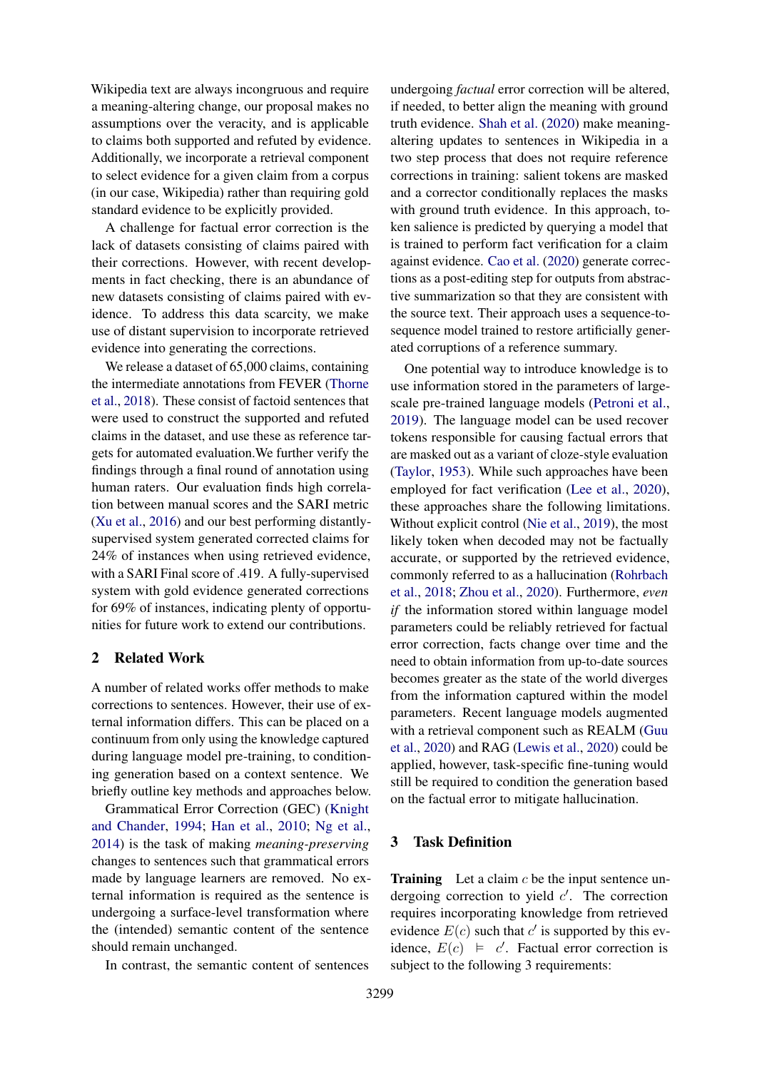Wikipedia text are always incongruous and require a meaning-altering change, our proposal makes no assumptions over the veracity, and is applicable to claims both supported and refuted by evidence. Additionally, we incorporate a retrieval component to select evidence for a given claim from a corpus (in our case, Wikipedia) rather than requiring gold standard evidence to be explicitly provided.

A challenge for factual error correction is the lack of datasets consisting of claims paired with their corrections. However, with recent developments in fact checking, there is an abundance of new datasets consisting of claims paired with evidence. To address this data scarcity, we make use of distant supervision to incorporate retrieved evidence into generating the corrections.

We release a dataset of 65,000 claims, containing the intermediate annotations from FEVER (Thorne et al., 2018). These consist of factoid sentences that were used to construct the supported and refuted claims in the dataset, and use these as reference targets for automated evaluation.We further verify the findings through a final round of annotation using human raters. Our evaluation finds high correlation between manual scores and the SARI metric (Xu et al., 2016) and our best performing distantly-supervised system generated corrected claims for 24% of instances when using retrieved evidence, with a SARI Final score of .419. A fully-supervised system with gold evidence generated corrections for 69% of instances, indicating plenty of opportunities for future work to extend our contributions.

## 2 Related Work

A number of related works offer methods to make corrections to sentences. However, their use of external information differs. This can be placed on a continuum from only using the knowledge captured during language model pre-training, to conditioning generation based on a context sentence. We briefly outline key methods and approaches below.

Grammatical Error Correction (GEC) (Knight and Chander, 1994; Han et al., 2010; Ng et al., 2014) is the task of making *meaning-preserving* changes to sentences such that grammatical errors made by language learners are removed. No external information is required as the sentence is undergoing a surface-level transformation where the (intended) semantic content of the sentence should remain unchanged.

In contrast, the semantic content of sentences undergoing *factual* error correction will be altered, if needed, to better align the meaning with ground truth evidence. Shah et al. (2020) make meaning-altering updates to sentences in Wikipedia in a two step process that does not require reference corrections in training: salient tokens are masked and a corrector conditionally replaces the masks with ground truth evidence. In this approach, token salience is predicted by querying a model that is trained to perform fact verification for a claim against evidence. Cao et al. (2020) generate corrections as a post-editing step for outputs from abstractive summarization so that they are consistent with the source text. Their approach uses a sequence-to-sequence model trained to restore artificially generated corruptions of a reference summary.

One potential way to introduce knowledge is to use information stored in the parameters of large-scale pre-trained language models (Petroni et al., 2019). The language model can be used recover tokens responsible for causing factual errors that are masked out as a variant of cloze-style evaluation (Taylor, 1953). While such approaches have been employed for fact verification (Lee et al., 2020), these approaches share the following limitations. Without explicit control (Nie et al., 2019), the most likely token when decoded may not be factually accurate, or supported by the retrieved evidence, commonly referred to as a hallucination (Rohrbach et al., 2018; Zhou et al., 2020). Furthermore, *even if* the information stored within language model parameters could be reliably retrieved for factual error correction, facts change over time and the need to obtain information from up-to-date sources becomes greater as the state of the world diverges from the information captured within the model parameters. Recent language models augmented with a retrieval component such as REALM (Guu et al., 2020) and RAG (Lewis et al., 2020) could be applied, however, task-specific fine-tuning would still be required to condition the generation based on the factual error to mitigate hallucination.

## 3 Task Definition

**Training** Let a claim $c$ be the input sentence undergoing correction to yield $c'$. The correction requires incorporating knowledge from retrieved evidence $E(c)$ such that $c'$ is supported by this evidence, $E(c) \vDash c'$. Factual error correction is subject to the following 3 requirements: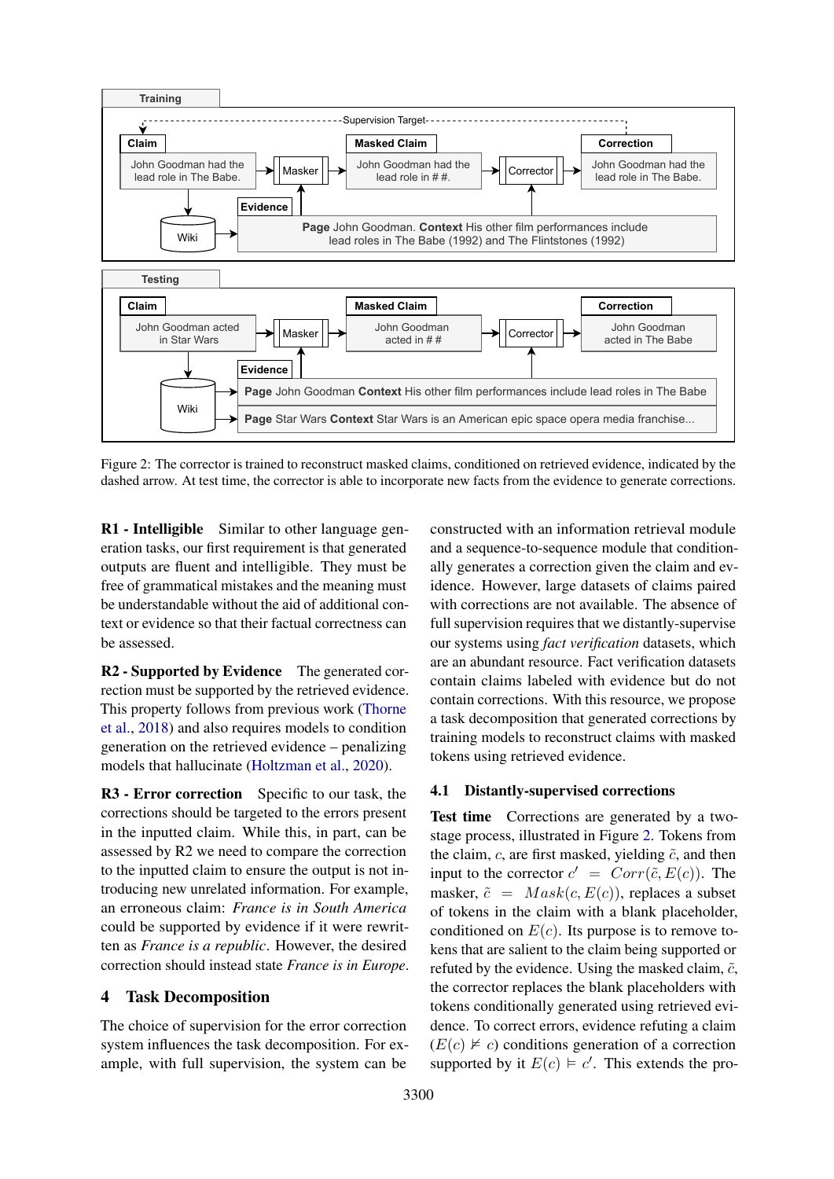Figure 2: The corrector is trained to reconstruct masked claims, conditioned on retrieved evidence, indicated by the dashed arrow. At test time, the corrector is able to incorporate new facts from the evidence to generate corrections.

**R1 - Intelligible** Similar to other language generation tasks, our first requirement is that generated outputs are fluent and intelligible. They must be free of grammatical mistakes and the meaning must be understandable without the aid of additional context or evidence so that their factual correctness can be assessed.

**R2 - Supported by Evidence** The generated correction must be supported by the retrieved evidence. This property follows from previous work (Thorne et al., 2018) and also requires models to condition generation on the retrieved evidence – penalizing models that hallucinate (Holtzman et al., 2020).

**R3 - Error correction** Specific to our task, the corrections should be targeted to the errors present in the inputted claim. While this, in part, can be assessed by R2 we need to compare the correction to the inputted claim to ensure the output is not introducing new unrelated information. For example, an erroneous claim: *France is in South America* could be supported by evidence if it were rewritten as *France is a republic*. However, the desired correction should instead state *France is in Europe*.

## 4 Task Decomposition

The choice of supervision for the error correction system influences the task decomposition. For example, with full supervision, the system can be constructed with an information retrieval module and a sequence-to-sequence module that conditionally generates a correction given the claim and evidence. However, large datasets of claims paired with corrections are not available. The absence of full supervision requires that we distantly-supervise our systems using *fact verification* datasets, which are an abundant resource. Fact verification datasets contain claims labeled with evidence but do not contain corrections. With this resource, we propose a task decomposition that generated corrections by training models to reconstruct claims with masked tokens using retrieved evidence.

### 4.1 Distantly-supervised corrections

**Test time** Corrections are generated by a two-stage process, illustrated in Figure 2. Tokens from the claim, $c$, are first masked, yielding $\tilde{c}$, and then input to the corrector $c' = Corr(\tilde{c}, E(c))$. The masker, $\tilde{c} = Mask(c, E(c))$, replaces a subset of tokens in the claim with a blank placeholder, conditioned on $E(c)$. Its purpose is to remove tokens that are salient to the claim being supported or refuted by the evidence. Using the masked claim, $\tilde{c}$, the corrector replaces the blank placeholders with tokens conditionally generated using retrieved evidence. To correct errors, evidence refuting a claim ($E(c) \nvDash c$) conditions generation of a correction supported by it $E(c) \vDash c'$. This extends the pro-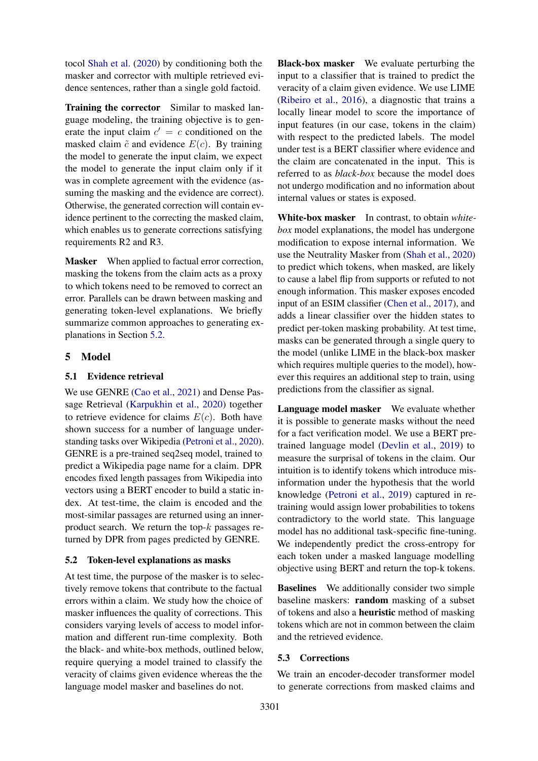tocol Shah et al. (2020) by conditioning both the masker and corrector with multiple retrieved evidence sentences, rather than a single gold factoid.

**Training the corrector** Similar to masked language modeling, the training objective is to generate the input claim $c' = c$ conditioned on the masked claim $\tilde{c}$ and evidence $E(c)$. By training the model to generate the input claim, we expect the model to generate the input claim only if it was in complete agreement with the evidence (assuming the masking and the evidence are correct). Otherwise, the generated correction will contain evidence pertinent to the correcting the masked claim, which enables us to generate corrections satisfying requirements R2 and R3.

**Masker** When applied to factual error correction, masking the tokens from the claim acts as a proxy to which tokens need to be removed to correct an error. Parallels can be drawn between masking and generating token-level explanations. We briefly summarize common approaches to generating explanations in Section 5.2.

## 5 Model

### 5.1 Evidence retrieval

We use GENRE (Cao et al., 2021) and Dense Passage Retrieval (Karpukhin et al., 2020) together to retrieve evidence for claims $E(c)$. Both have shown success for a number of language understanding tasks over Wikipedia (Petroni et al., 2020). GENRE is a pre-trained seq2seq model, trained to predict a Wikipedia page name for a claim. DPR encodes fixed length passages from Wikipedia into vectors using a BERT encoder to build a static index. At test-time, the claim is encoded and the most-similar passages are returned using an inner-product search. We return the top-$k$ passages returned by DPR from pages predicted by GENRE.

### 5.2 Token-level explanations as masks

At test time, the purpose of the masker is to selectively remove tokens that contribute to the factual errors within a claim. We study how the choice of masker influences the quality of corrections. This considers varying levels of access to model information and different run-time complexity. Both the black- and white-box methods, outlined below, require querying a model trained to classify the veracity of claims given evidence whereas the the language model masker and baselines do not.

**Black-box masker** We evaluate perturbing the input to a classifier that is trained to predict the veracity of a claim given evidence. We use LIME (Ribeiro et al., 2016), a diagnostic that trains a locally linear model to score the importance of input features (in our case, tokens in the claim) with respect to the predicted labels. The model under test is a BERT classifier where evidence and the claim are concatenated in the input. This is referred to as *black-box* because the model does not undergo modification and no information about internal values or states is exposed.

**White-box masker** In contrast, to obtain *white-box* model explanations, the model has undergone modification to expose internal information. We use the Neutrality Masker from (Shah et al., 2020) to predict which tokens, when masked, are likely to cause a label flip from supports or refuted to not enough information. This masker exposes encoded input of an ESIM classifier (Chen et al., 2017), and adds a linear classifier over the hidden states to predict per-token masking probability. At test time, masks can be generated through a single query to the model (unlike LIME in the black-box masker which requires multiple queries to the model), however this requires an additional step to train, using predictions from the classifier as signal.

**Language model masker** We evaluate whether it is possible to generate masks without the need for a fact verification model. We use a BERT pre-trained language model (Devlin et al., 2019) to measure the surprisal of tokens in the claim. Our intuition is to identify tokens which introduce misinformation under the hypothesis that the world knowledge (Petroni et al., 2019) captured in re-training would assign lower probabilities to tokens contradictory to the world state. This language model has no additional task-specific fine-tuning. We independently predict the cross-entropy for each token under a masked language modelling objective using BERT and return the top-k tokens.

**Baselines** We additionally consider two simple baseline maskers: **random** masking of a subset of tokens and also a **heuristic** method of masking tokens which are not in common between the claim and the retrieved evidence.

### 5.3 Corrections

We train an encoder-decoder transformer model to generate corrections from masked claims and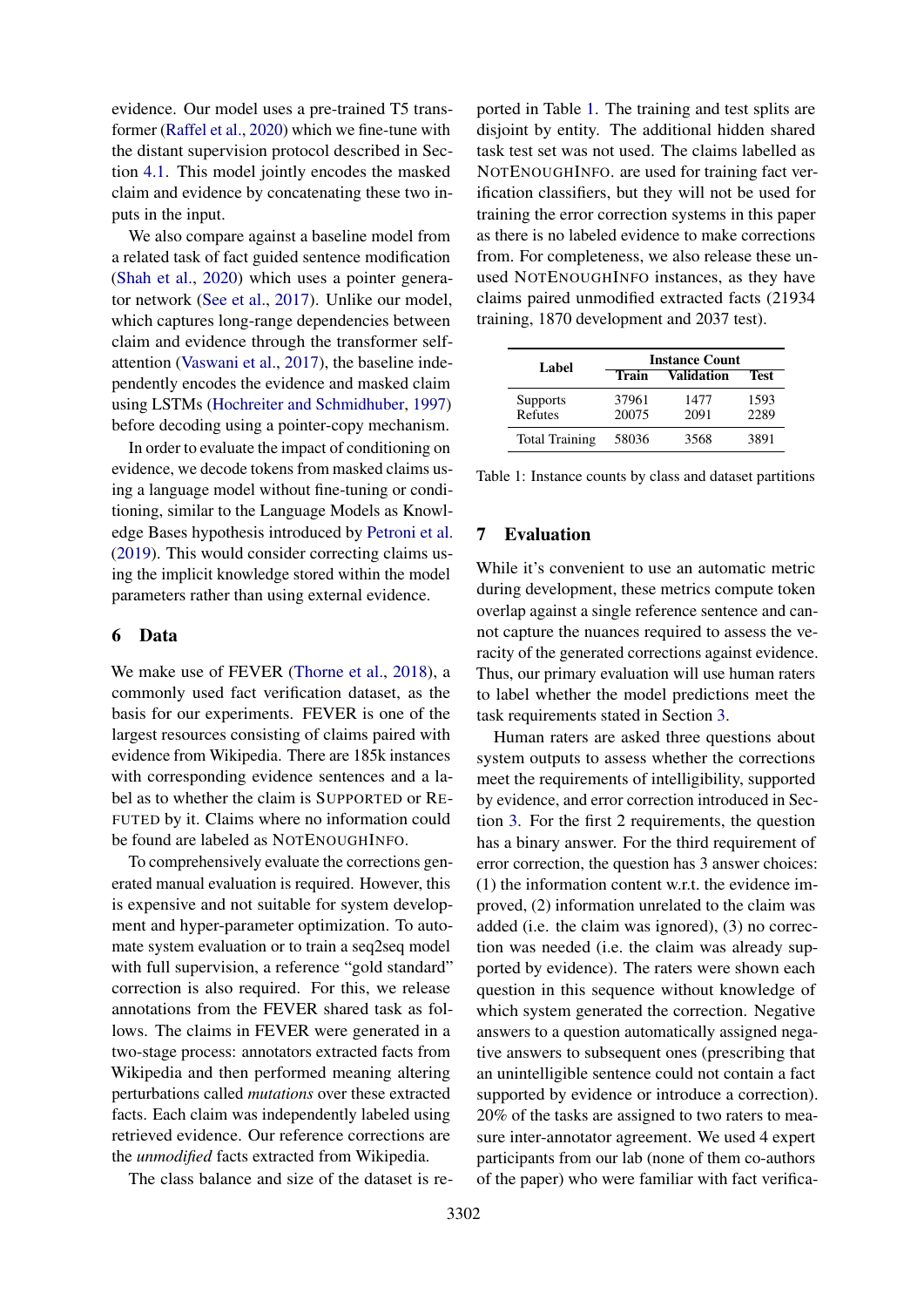evidence. Our model uses a pre-trained T5 transformer (Raffel et al., 2020) which we fine-tune with the distant supervision protocol described in Section 4.1. This model jointly encodes the masked claim and evidence by concatenating these two inputs in the input.

We also compare against a baseline model from a related task of fact guided sentence modification (Shah et al., 2020) which uses a pointer generator network (See et al., 2017). Unlike our model, which captures long-range dependencies between claim and evidence through the transformer self-attention (Vaswani et al., 2017), the baseline independently encodes the evidence and masked claim using LSTMs (Hochreiter and Schmidhuber, 1997) before decoding using a pointer-copy mechanism.

In order to evaluate the impact of conditioning on evidence, we decode tokens from masked claims using a language model without fine-tuning or conditioning, similar to the Language Models as Knowledge Bases hypothesis introduced by Petroni et al. (2019). This would consider correcting claims using the implicit knowledge stored within the model parameters rather than using external evidence.

## 6 Data

We make use of FEVER (Thorne et al., 2018), a commonly used fact verification dataset, as the basis for our experiments. FEVER is one of the largest resources consisting of claims paired with evidence from Wikipedia. There are 185k instances with corresponding evidence sentences and a label as to whether the claim is SUPPORTED or REFUTED by it. Claims where no information could be found are labeled as NOTENOUGHINFO.

To comprehensively evaluate the corrections generated manual evaluation is required. However, this is expensive and not suitable for system development and hyper-parameter optimization. To automate system evaluation or to train a seq2seq model with full supervision, a reference "gold standard" correction is also required. For this, we release annotations from the FEVER shared task as follows. The claims in FEVER were generated in a two-stage process: annotators extracted facts from Wikipedia and then performed meaning altering perturbations called *mutations* over these extracted facts. Each claim was independently labeled using retrieved evidence. Our reference corrections are the *unmodified* facts extracted from Wikipedia.

The class balance and size of the dataset is reported in Table 1. The training and test splits are disjoint by entity. The additional hidden shared task test set was not used. The claims labelled as NOTENOUGHINFO. are used for training fact verification classifiers, but they will not be used for training the error correction systems in this paper as there is no labeled evidence to make corrections from. For completeness, we also release these unused NOTENOUGHINFO instances, as they have claims paired unmodified extracted facts (21934 training, 1870 development and 2037 test).

| Label | Instance Count | | |
|---|---|---|---|
| | Train | Validation | Test |
| Supports | 37961 | 1477 | 1593 |
| Refutes | 20075 | 2091 | 2289 |
| Total Training | 58036 | 3568 | 3891 |

Table 1: Instance counts by class and dataset partitions

## 7 Evaluation

While it's convenient to use an automatic metric during development, these metrics compute token overlap against a single reference sentence and cannot capture the nuances required to assess the veracity of the generated corrections against evidence. Thus, our primary evaluation will use human raters to label whether the model predictions meet the task requirements stated in Section 3.

Human raters are asked three questions about system outputs to assess whether the corrections meet the requirements of intelligibility, supported by evidence, and error correction introduced in Section 3. For the first 2 requirements, the question has a binary answer. For the third requirement of error correction, the question has 3 answer choices: (1) the information content w.r.t. the evidence improved, (2) information unrelated to the claim was added (i.e. the claim was ignored), (3) no correction was needed (i.e. the claim was already supported by evidence). The raters were shown each question in this sequence without knowledge of which system generated the correction. Negative answers to a question automatically assigned negative answers to subsequent ones (prescribing that an unintelligible sentence could not contain a fact supported by evidence or introduce a correction). 20% of the tasks are assigned to two raters to measure inter-annotator agreement. We used 4 expert participants from our lab (none of them co-authors of the paper) who were familiar with fact verifica-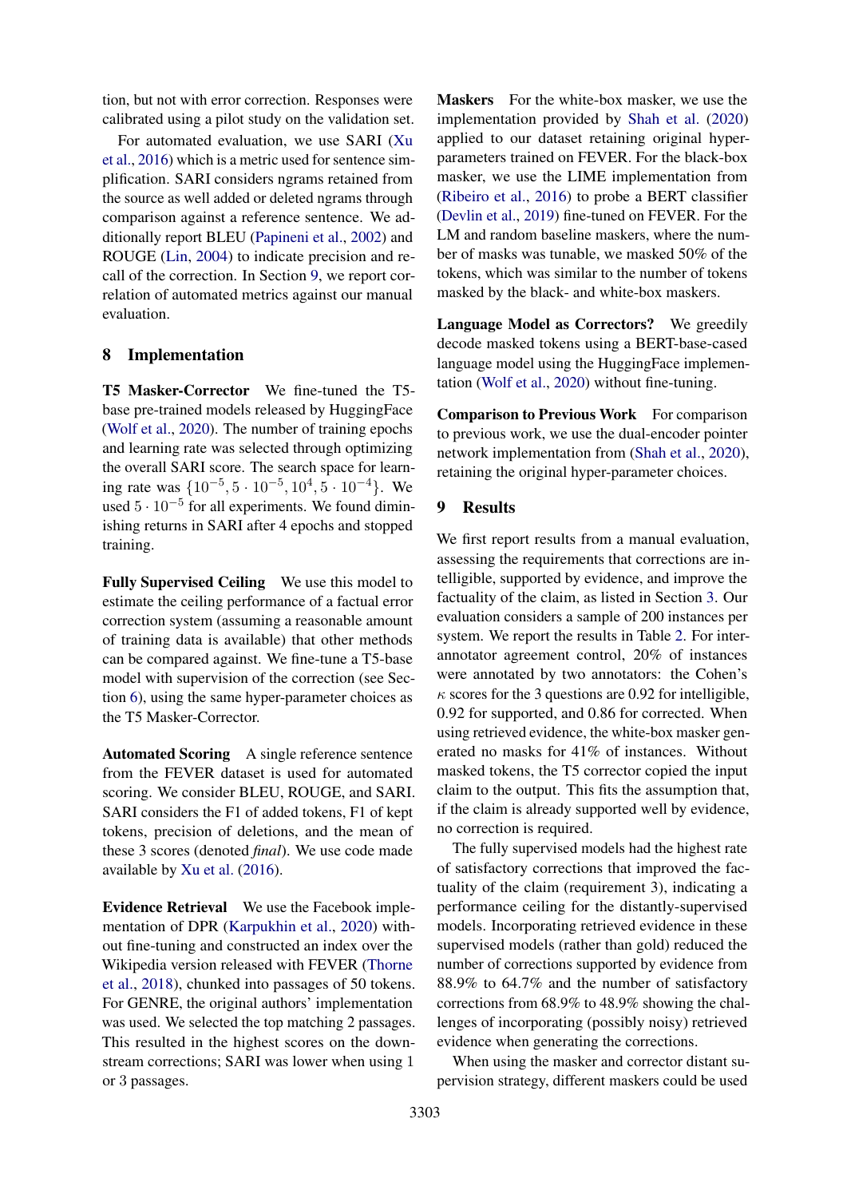tion, but not with error correction. Responses were calibrated using a pilot study on the validation set.

For automated evaluation, we use SARI (Xu et al., 2016) which is a metric used for sentence simplification. SARI considers ngrams retained from the source as well added or deleted ngrams through comparison against a reference sentence. We additionally report BLEU (Papineni et al., 2002) and ROUGE (Lin, 2004) to indicate precision and recall of the correction. In Section 9, we report correlation of automated metrics against our manual evaluation.

## 8 Implementation

**T5 Masker-Corrector** We fine-tuned the T5-base pre-trained models released by HuggingFace (Wolf et al., 2020). The number of training epochs and learning rate was selected through optimizing the overall SARI score. The search space for learning rate was $\{10^{-5}, 5 \cdot 10^{-5}, 10^{4}, 5 \cdot 10^{-4}\}$. We used $5 \cdot 10^{-5}$ for all experiments. We found diminishing returns in SARI after 4 epochs and stopped training.

**Fully Supervised Ceiling** We use this model to estimate the ceiling performance of a factual error correction system (assuming a reasonable amount of training data is available) that other methods can be compared against. We fine-tune a T5-base model with supervision of the correction (see Section 6), using the same hyper-parameter choices as the T5 Masker-Corrector.

**Automated Scoring** A single reference sentence from the FEVER dataset is used for automated scoring. We consider BLEU, ROUGE, and SARI. SARI considers the F1 of added tokens, F1 of kept tokens, precision of deletions, and the mean of these 3 scores (denoted *final*). We use code made available by Xu et al. (2016).

**Evidence Retrieval** We use the Facebook implementation of DPR (Karpukhin et al., 2020) without fine-tuning and constructed an index over the Wikipedia version released with FEVER (Thorne et al., 2018), chunked into passages of 50 tokens. For GENRE, the original authors' implementation was used. We selected the top matching 2 passages. This resulted in the highest scores on the downstream corrections; SARI was lower when using 1 or 3 passages.

**Maskers** For the white-box masker, we use the implementation provided by Shah et al. (2020) applied to our dataset retaining original hyper-parameters trained on FEVER. For the black-box masker, we use the LIME implementation from (Ribeiro et al., 2016) to probe a BERT classifier (Devlin et al., 2019) fine-tuned on FEVER. For the LM and random baseline maskers, where the number of masks was tunable, we masked 50% of the tokens, which was similar to the number of tokens masked by the black- and white-box maskers.

**Language Model as Correctors?** We greedily decode masked tokens using a BERT-base-cased language model using the HuggingFace implementation (Wolf et al., 2020) without fine-tuning.

**Comparison to Previous Work** For comparison to previous work, we use the dual-encoder pointer network implementation from (Shah et al., 2020), retaining the original hyper-parameter choices.

## 9 Results

We first report results from a manual evaluation, assessing the requirements that corrections are intelligible, supported by evidence, and improve the factuality of the claim, as listed in Section 3. Our evaluation considers a sample of 200 instances per system. We report the results in Table 2. For inter-annotator agreement control, 20% of instances were annotated by two annotators: the Cohen's $\kappa$ scores for the 3 questions are 0.92 for intelligible, 0.92 for supported, and 0.86 for corrected. When using retrieved evidence, the white-box masker generated no masks for 41% of instances. Without masked tokens, the T5 corrector copied the input claim to the output. This fits the assumption that, if the claim is already supported well by evidence, no correction is required.

The fully supervised models had the highest rate of satisfactory corrections that improved the factuality of the claim (requirement 3), indicating a performance ceiling for the distantly-supervised models. Incorporating retrieved evidence in these supervised models (rather than gold) reduced the number of corrections supported by evidence from 88.9% to 64.7% and the number of satisfactory corrections from 68.9% to 48.9% showing the challenges of incorporating (possibly noisy) retrieved evidence when generating the corrections.

When using the masker and corrector distant supervision strategy, different maskers could be used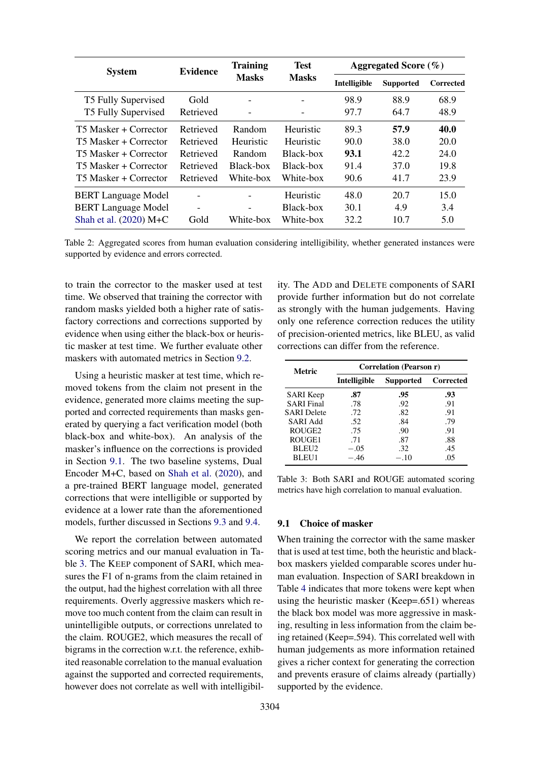| System | Evidence | Training Masks | Test Masks | Aggregated Score (%) | | |
|---|---|---|---|---|---|---|
| | | | | Intelligible | Supported | Corrected |
| T5 Fully Supervised | Gold | - | - | 98.9 | 88.9 | 68.9 |
| T5 Fully Supervised | Retrieved | - | - | 97.7 | 64.7 | 48.9 |
| T5 Masker + Corrector | Retrieved | Random | Heuristic | 89.3 | **57.9** | **40.0** |
| T5 Masker + Corrector | Retrieved | Heuristic | Heuristic | 90.0 | 38.0 | 20.0 |
| T5 Masker + Corrector | Retrieved | Random | Black-box | **93.1** | 42.2 | 24.0 |
| T5 Masker + Corrector | Retrieved | Black-box | Black-box | 91.4 | 37.0 | 19.8 |
| T5 Masker + Corrector | Retrieved | White-box | White-box | 90.6 | 41.7 | 23.9 |
| BERT Language Model | - | - | Heuristic | 48.0 | 20.7 | 15.0 |
| BERT Language Model | - | - | Black-box | 30.1 | 4.9 | 3.4 |
| Shah et al. (2020) M+C | Gold | White-box | White-box | 32.2 | 10.7 | 5.0 |

Table 2: Aggregated scores from human evaluation considering intelligibility, whether generated instances were supported by evidence and errors corrected.

to train the corrector to the masker used at test time. We observed that training the corrector with random masks yielded both a higher rate of satisfactory corrections and corrections supported by evidence when using either the black-box or heuristic masker at test time. We further evaluate other maskers with automated metrics in Section 9.2.

Using a heuristic masker at test time, which removed tokens from the claim not present in the evidence, generated more claims meeting the supported and corrected requirements than masks generated by querying a fact verification model (both black-box and white-box). An analysis of the masker's influence on the corrections is provided in Section 9.1. The two baseline systems, Dual Encoder M+C, based on Shah et al. (2020), and a pre-trained BERT language model, generated corrections that were intelligible or supported by evidence at a lower rate than the aforementioned models, further discussed in Sections 9.3 and 9.4.

We report the correlation between automated scoring metrics and our manual evaluation in Table 3. The KEEP component of SARI, which measures the F1 of n-grams from the claim retained in the output, had the highest correlation with all three requirements. Overly aggressive maskers which remove too much content from the claim can result in unintelligible outputs, or corrections unrelated to the claim. ROUGE2, which measures the recall of bigrams in the correction w.r.t. the reference, exhibited reasonable correlation to the manual evaluation against the supported and corrected requirements, however does not correlate as well with intelligibility. The ADD and DELETE components of SARI provide further information but do not correlate as strongly with the human judgements. Having only one reference correction reduces the utility of precision-oriented metrics, like BLEU, as valid corrections can differ from the reference.

| Metric | Correlation (Pearson r) | | |
|---|---|---|---|
| | Intelligible | Supported | Corrected |
| SARI Keep | **.87** | **.95** | **.93** |
| SARI Final | .78 | .92 | .91 |
| SARI Delete | .72 | .82 | .91 |
| SARI Add | .52 | .84 | .79 |
| ROUGE2 | .75 | .90 | .91 |
| ROUGE1 | .71 | .87 | .88 |
| BLEU2 | $-.05$ | .32 | .45 |
| BLEU1 | $-.46$ | $-.10$ | .05 |

Table 3: Both SARI and ROUGE automated scoring metrics have high correlation to manual evaluation.

### 9.1 Choice of masker

When training the corrector with the same masker that is used at test time, both the heuristic and black-box maskers yielded comparable scores under human evaluation. Inspection of SARI breakdown in Table 4 indicates that more tokens were kept when using the heuristic masker (Keep=.651) whereas the black box model was more aggressive in masking, resulting in less information from the claim being retained (Keep=.594). This correlated well with human judgements as more information retained gives a richer context for generating the correction and prevents erasure of claims already (partially) supported by the evidence.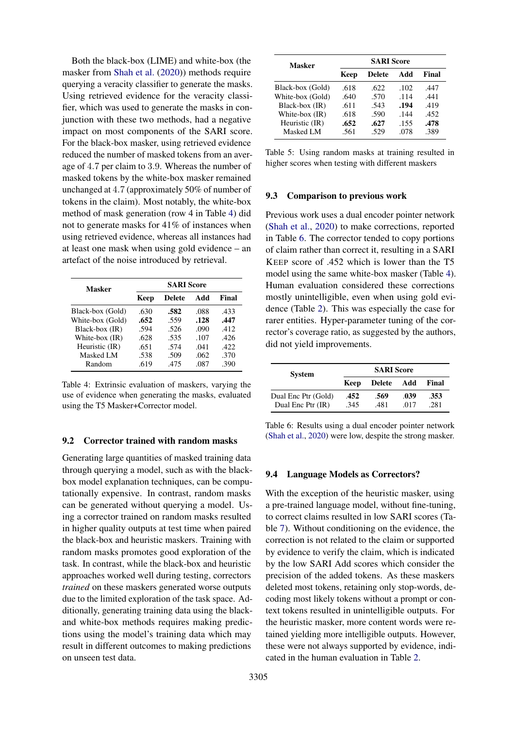Both the black-box (LIME) and white-box (the masker from Shah et al. (2020)) methods require querying a veracity classifier to generate the masks. Using retrieved evidence for the veracity classifier, which was used to generate the masks in conjunction with these two methods, had a negative impact on most components of the SARI score. For the black-box masker, using retrieved evidence reduced the number of masked tokens from an average of 4.7 per claim to 3.9. Whereas the number of masked tokens by the white-box masker remained unchanged at 4.7 (approximately 50% of number of tokens in the claim). Most notably, the white-box method of mask generation (row 4 in Table 4) did not to generate masks for 41% of instances when using retrieved evidence, whereas all instances had at least one mask when using gold evidence – an artefact of the noise introduced by retrieval.

| Masker | SARI Score | | | |
|---|---|---|---|---|
| | Keep | Delete | Add | Final |
| Black-box (Gold) | .630 | **.582** | .088 | .433 |
| White-box (Gold) | **.652** | .559 | **.128** | **.447** |
| Black-box (IR) | .594 | .526 | .090 | .412 |
| White-box (IR) | .628 | .535 | .107 | .426 |
| Heuristic (IR) | .651 | .574 | .041 | .422 |
| Masked LM | .538 | .509 | .062 | .370 |
| Random | .619 | .475 | .087 | .390 |

Table 4: Extrinsic evaluation of maskers, varying the use of evidence when generating the masks, evaluated using the T5 Masker+Corrector model.

## 9.2 Corrector trained with random masks

Generating large quantities of masked training data through querying a model, such as with the black-box model explanation techniques, can be computationally expensive. In contrast, random masks can be generated without querying a model. Using a corrector trained on random masks resulted in higher quality outputs at test time when paired the black-box and heuristic maskers. Training with random masks promotes good exploration of the task. In contrast, while the black-box and heuristic approaches worked well during testing, correctors *trained* on these maskers generated worse outputs due to the limited exploration of the task space. Additionally, generating training data using the black- and white-box methods requires making predictions using the model's training data which may result in different outcomes to making predictions on unseen test data.

| Masker | SARI Score | | | |
|---|---|---|---|---|
| | Keep | Delete | Add | Final |
| Black-box (Gold) | .618 | .622 | .102 | .447 |
| White-box (Gold) | .640 | .570 | .114 | .441 |
| Black-box (IR) | .611 | .543 | **.194** | .419 |
| White-box (IR) | .618 | .590 | .144 | .452 |
| Heuristic (IR) | **.652** | **.627** | .155 | **.478** |
| Masked LM | .561 | .529 | .078 | .389 |

Table 5: Using random masks at training resulted in higher scores when testing with different maskers

## 9.3 Comparison to previous work

Previous work uses a dual encoder pointer network (Shah et al., 2020) to make corrections, reported in Table 6. The corrector tended to copy portions of claim rather than correct it, resulting in a SARI KEEP score of .452 which is lower than the T5 model using the same white-box masker (Table 4). Human evaluation considered these corrections mostly unintelligible, even when using gold evidence (Table 2). This was especially the case for rarer entities. Hyper-parameter tuning of the corrector's coverage ratio, as suggested by the authors, did not yield improvements.

| System | SARI Score | | | |
|---|---|---|---|---|
| | Keep | Delete | Add | Final |
| Dual Enc Ptr (Gold) | **.452** | **.569** | **.039** | **.353** |
| Dual Enc Ptr (IR) | .345 | .481 | .017 | .281 |

Table 6: Results using a dual encoder pointer network (Shah et al., 2020) were low, despite the strong masker.

## 9.4 Language Models as Correctors?

With the exception of the heuristic masker, using a pre-trained language model, without fine-tuning, to correct claims resulted in low SARI scores (Table 7). Without conditioning on the evidence, the correction is not related to the claim or supported by evidence to verify the claim, which is indicated by the low SARI Add scores which consider the precision of the added tokens. As these maskers deleted most tokens, retaining only stop-words, decoding most likely tokens without a prompt or context tokens resulted in unintelligible outputs. For the heuristic masker, more content words were retained yielding more intelligible outputs. However, these were not always supported by evidence, indicated in the human evaluation in Table 2.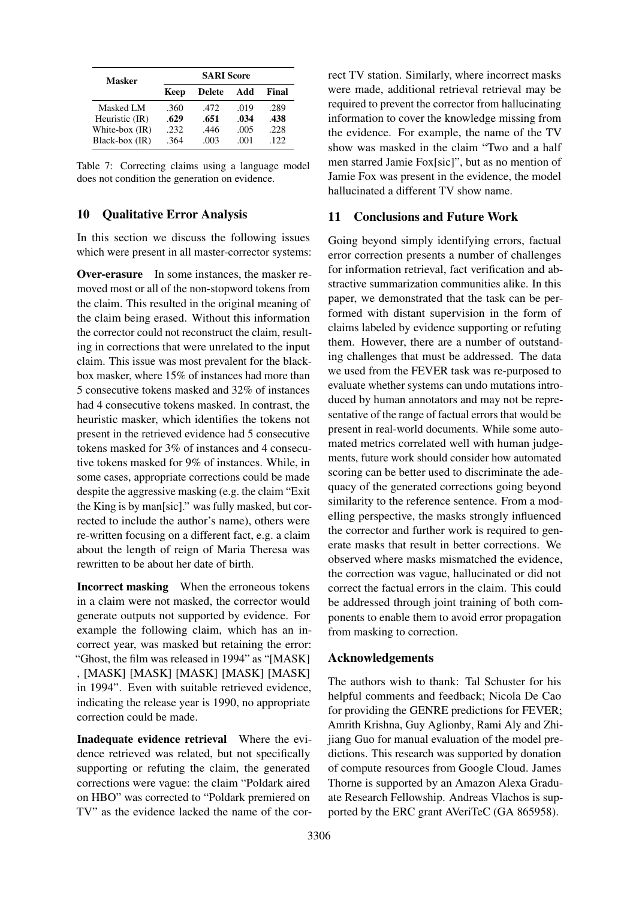| Masker | SARI Score | | | |
|---|---|---|---|---|
| | Keep | Delete | Add | Final |
| Masked LM | .360 | .472 | .019 | .289 |
| Heuristic (IR) | **.629** | **.651** | **.034** | **.438** |
| White-box (IR) | .232 | .446 | .005 | .228 |
| Black-box (IR) | .364 | .003 | .001 | .122 |

Table 7: Correcting claims using a language model does not condition the generation on evidence.

## 10 Qualitative Error Analysis

In this section we discuss the following issues which were present in all master-corrector systems:

**Over-erasure** In some instances, the masker removed most or all of the non-stopword tokens from the claim. This resulted in the original meaning of the claim being erased. Without this information the corrector could not reconstruct the claim, resulting in corrections that were unrelated to the input claim. This issue was most prevalent for the black-box masker, where 15% of instances had more than 5 consecutive tokens masked and 32% of instances had 4 consecutive tokens masked. In contrast, the heuristic masker, which identifies the tokens not present in the retrieved evidence had 5 consecutive tokens masked for 3% of instances and 4 consecutive tokens masked for 9% of instances. While, in some cases, appropriate corrections could be made despite the aggressive masking (e.g. the claim "Exit the King is by man[sic]." was fully masked, but corrected to include the author's name), others were re-written focusing on a different fact, e.g. a claim about the length of reign of Maria Theresa was rewritten to be about her date of birth.

**Incorrect masking** When the erroneous tokens in a claim were not masked, the corrector would generate outputs not supported by evidence. For example the following claim, which has an incorrect year, was masked but retaining the error: "Ghost, the film was released in 1994" as "[MASK] , [MASK] [MASK] [MASK] [MASK] [MASK] in 1994". Even with suitable retrieved evidence, indicating the release year is 1990, no appropriate correction could be made.

**Inadequate evidence retrieval** Where the evidence retrieved was related, but not specifically supporting or refuting the claim, the generated corrections were vague: the claim "Poldark aired on HBO" was corrected to "Poldark premiered on TV" as the evidence lacked the name of the correct TV station. Similarly, where incorrect masks were made, additional retrieval retrieval may be required to prevent the corrector from hallucinating information to cover the knowledge missing from the evidence. For example, the name of the TV show was masked in the claim "Two and a half men starred Jamie Fox[sic]", but as no mention of Jamie Fox was present in the evidence, the model hallucinated a different TV show name.

## 11 Conclusions and Future Work

Going beyond simply identifying errors, factual error correction presents a number of challenges for information retrieval, fact verification and abstractive summarization communities alike. In this paper, we demonstrated that the task can be performed with distant supervision in the form of claims labeled by evidence supporting or refuting them. However, there are a number of outstanding challenges that must be addressed. The data we used from the FEVER task was re-purposed to evaluate whether systems can undo mutations introduced by human annotators and may not be representative of the range of factual errors that would be present in real-world documents. While some automated metrics correlated well with human judgements, future work should consider how automated scoring can be better used to discriminate the adequacy of the generated corrections going beyond similarity to the reference sentence. From a modelling perspective, the masks strongly influenced the corrector and further work is required to generate masks that result in better corrections. We observed where masks mismatched the evidence, the correction was vague, hallucinated or did not correct the factual errors in the claim. This could be addressed through joint training of both components to enable them to avoid error propagation from masking to correction.

## Acknowledgements

The authors wish to thank: Tal Schuster for his helpful comments and feedback; Nicola De Cao for providing the GENRE predictions for FEVER; Amrith Krishna, Guy Aglionby, Rami Aly and Zhijiang Guo for manual evaluation of the model predictions. This research was supported by donation of compute resources from Google Cloud. James Thorne is supported by an Amazon Alexa Graduate Research Fellowship. Andreas Vlachos is supported by the ERC grant AVeriTeC (GA 865958).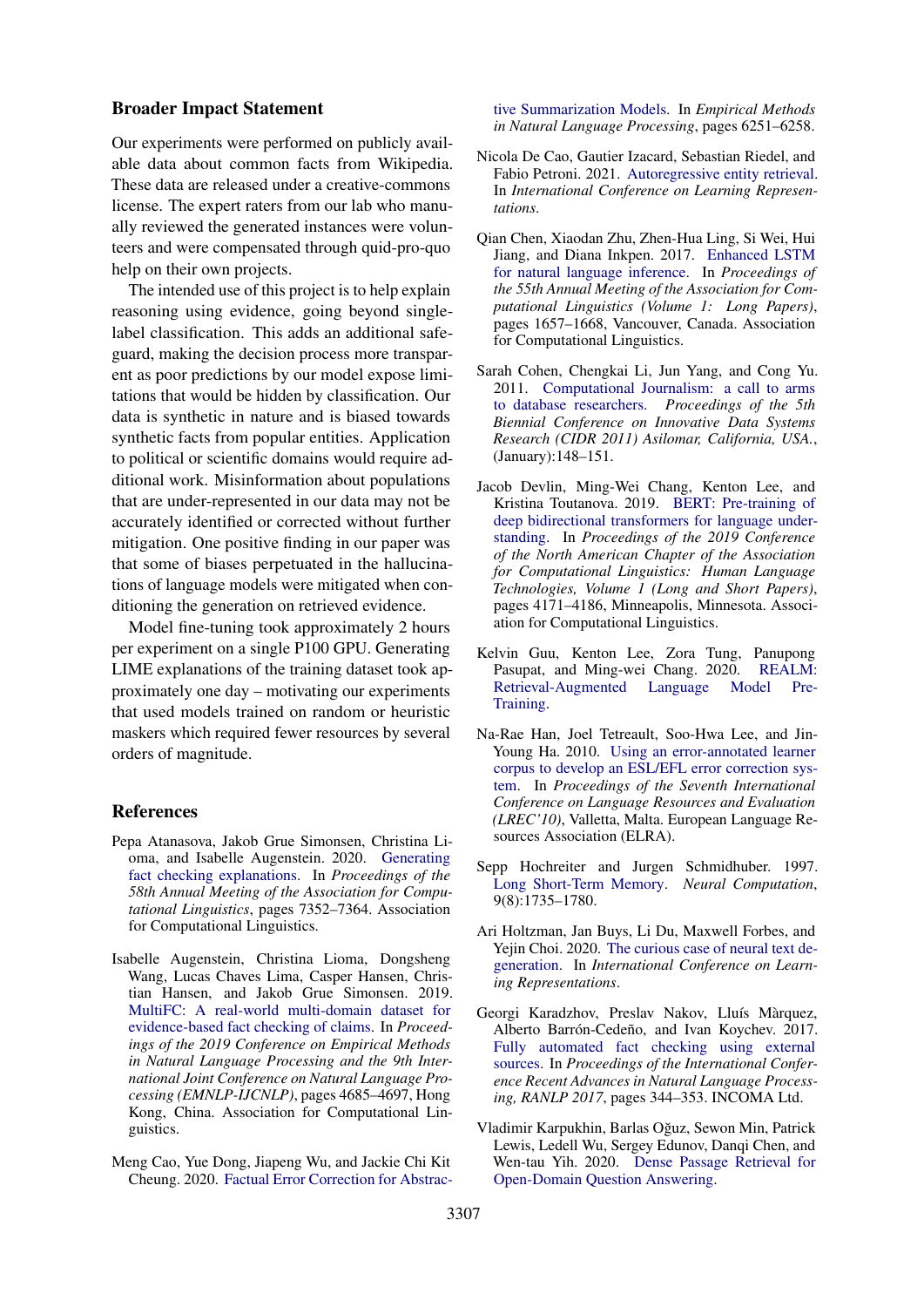## Broader Impact Statement

Our experiments were performed on publicly available data about common facts from Wikipedia. These data are released under a creative-commons license. The expert raters from our lab who manually reviewed the generated instances were volunteers and were compensated through quid-pro-quo help on their own projects.

The intended use of this project is to help explain reasoning using evidence, going beyond single-label classification. This adds an additional safeguard, making the decision process more transparent as poor predictions by our model expose limitations that would be hidden by classification. Our data is synthetic in nature and is biased towards synthetic facts from popular entities. Application to political or scientific domains would require additional work. Misinformation about populations that are under-represented in our data may not be accurately identified or corrected without further mitigation. One positive finding in our paper was that some of biases perpetuated in the hallucinations of language models were mitigated when conditioning the generation on retrieved evidence.

Model fine-tuning took approximately 2 hours per experiment on a single P100 GPU. Generating LIME explanations of the training dataset took approximately one day – motivating our experiments that used models trained on random or heuristic maskers which required fewer resources by several orders of magnitude.

## References

Pepa Atanasova, Jakob Grue Simonsen, Christina Lioma, and Isabelle Augenstein. 2020. Generating fact checking explanations. In *Proceedings of the 58th Annual Meeting of the Association for Computational Linguistics*, pages 7352–7364. Association for Computational Linguistics.

Isabelle Augenstein, Christina Lioma, Dongsheng Wang, Lucas Chaves Lima, Casper Hansen, Christian Hansen, and Jakob Grue Simonsen. 2019. MultiFC: A real-world multi-domain dataset for evidence-based fact checking of claims. In *Proceedings of the 2019 Conference on Empirical Methods in Natural Language Processing and the 9th International Joint Conference on Natural Language Processing (EMNLP-IJCNLP)*, pages 4685–4697, Hong Kong, China. Association for Computational Linguistics.

Meng Cao, Yue Dong, Jiapeng Wu, and Jackie Chi Kit Cheung. 2020. Factual Error Correction for Abstractive Summarization Models. In *Empirical Methods in Natural Language Processing*, pages 6251–6258.

Nicola De Cao, Gautier Izacard, Sebastian Riedel, and Fabio Petroni. 2021. Autoregressive entity retrieval. In *International Conference on Learning Representations*.

Qian Chen, Xiaodan Zhu, Zhen-Hua Ling, Si Wei, Hui Jiang, and Diana Inkpen. 2017. Enhanced LSTM for natural language inference. In *Proceedings of the 55th Annual Meeting of the Association for Computational Linguistics (Volume 1: Long Papers)*, pages 1657–1668, Vancouver, Canada. Association for Computational Linguistics.

Sarah Cohen, Chengkai Li, Jun Yang, and Cong Yu. 2011. Computational Journalism: a call to arms to database researchers. *Proceedings of the 5th Biennial Conference on Innovative Data Systems Research (CIDR 2011) Asilomar, California, USA.*, (January):148–151.

Jacob Devlin, Ming-Wei Chang, Kenton Lee, and Kristina Toutanova. 2019. BERT: Pre-training of deep bidirectional transformers for language understanding. In *Proceedings of the 2019 Conference of the North American Chapter of the Association for Computational Linguistics: Human Language Technologies, Volume 1 (Long and Short Papers)*, pages 4171–4186, Minneapolis, Minnesota. Association for Computational Linguistics.

Kelvin Guu, Kenton Lee, Zora Tung, Panupong Pasupat, and Ming-wei Chang. 2020. REALM: Retrieval-Augmented Language Model Pre-Training.

Na-Rae Han, Joel Tetreault, Soo-Hwa Lee, and Jin-Young Ha. 2010. Using an error-annotated learner corpus to develop an ESL/EFL error correction system. In *Proceedings of the Seventh International Conference on Language Resources and Evaluation (LREC'10)*, Valletta, Malta. European Language Resources Association (ELRA).

Sepp Hochreiter and Jurgen Schmidhuber. 1997. Long Short-Term Memory. *Neural Computation*, 9(8):1735–1780.

Ari Holtzman, Jan Buys, Li Du, Maxwell Forbes, and Yejin Choi. 2020. The curious case of neural text degeneration. In *International Conference on Learning Representations*.

Georgi Karadzhov, Preslav Nakov, Lluís Màrquez, Alberto Barrón-Cedeño, and Ivan Koychev. 2017. Fully automated fact checking using external sources. In *Proceedings of the International Conference Recent Advances in Natural Language Processing, RANLP 2017*, pages 344–353. INCOMA Ltd.

Vladimir Karpukhin, Barlas Oğuz, Sewon Min, Patrick Lewis, Ledell Wu, Sergey Edunov, Danqi Chen, and Wen-tau Yih. 2020. Dense Passage Retrieval for Open-Domain Question Answering.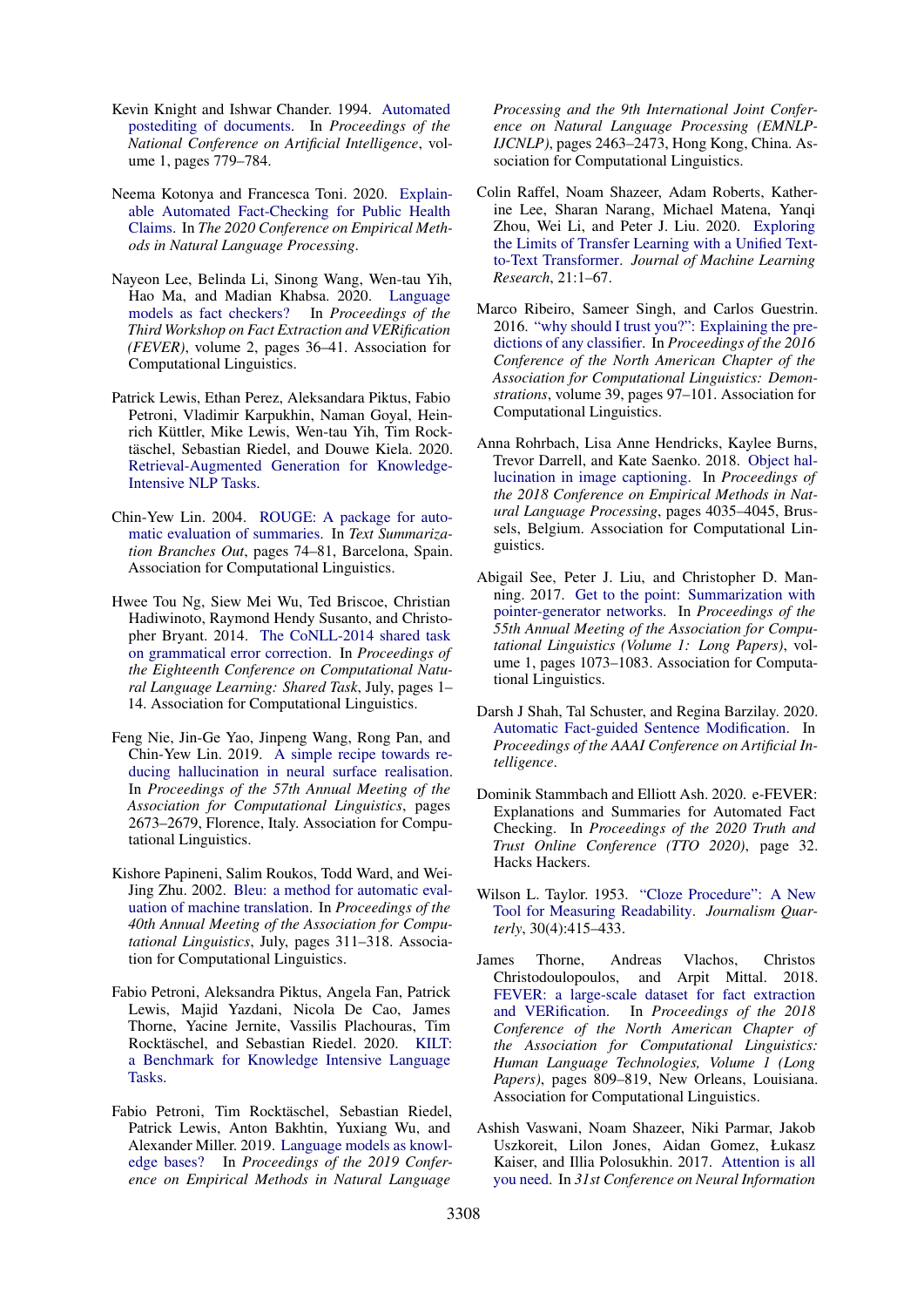Kevin Knight and Ishwar Chander. 1994. Automated postediting of documents. In *Proceedings of the National Conference on Artificial Intelligence*, volume 1, pages 779–784.

Neema Kotonya and Francesca Toni. 2020. Explainable Automated Fact-Checking for Public Health Claims. In *The 2020 Conference on Empirical Methods in Natural Language Processing*.

Nayeon Lee, Belinda Li, Sinong Wang, Wen-tau Yih, Hao Ma, and Madian Khabsa. 2020. Language models as fact checkers? In *Proceedings of the Third Workshop on Fact Extraction and VERification (FEVER)*, volume 2, pages 36–41. Association for Computational Linguistics.

Patrick Lewis, Ethan Perez, Aleksandara Piktus, Fabio Petroni, Vladimir Karpukhin, Naman Goyal, Heinrich Küttler, Mike Lewis, Wen-tau Yih, Tim Rocktäschel, Sebastian Riedel, and Douwe Kiela. 2020. Retrieval-Augmented Generation for Knowledge-Intensive NLP Tasks.

Chin-Yew Lin. 2004. ROUGE: A package for automatic evaluation of summaries. In *Text Summarization Branches Out*, pages 74–81, Barcelona, Spain. Association for Computational Linguistics.

Hwee Tou Ng, Siew Mei Wu, Ted Briscoe, Christian Hadiwinoto, Raymond Hendy Susanto, and Christopher Bryant. 2014. The CoNLL-2014 shared task on grammatical error correction. In *Proceedings of the Eighteenth Conference on Computational Natural Language Learning: Shared Task*, July, pages 1–14. Association for Computational Linguistics.

Feng Nie, Jin-Ge Yao, Jinpeng Wang, Rong Pan, and Chin-Yew Lin. 2019. A simple recipe towards reducing hallucination in neural surface realisation. In *Proceedings of the 57th Annual Meeting of the Association for Computational Linguistics*, pages 2673–2679, Florence, Italy. Association for Computational Linguistics.

Kishore Papineni, Salim Roukos, Todd Ward, and Wei-Jing Zhu. 2002. Bleu: a method for automatic evaluation of machine translation. In *Proceedings of the 40th Annual Meeting of the Association for Computational Linguistics*, July, pages 311–318. Association for Computational Linguistics.

Fabio Petroni, Aleksandra Piktus, Angela Fan, Patrick Lewis, Majid Yazdani, Nicola De Cao, James Thorne, Yacine Jernite, Vassilis Plachouras, Tim Rocktäschel, and Sebastian Riedel. 2020. KILT: a Benchmark for Knowledge Intensive Language Tasks.

Fabio Petroni, Tim Rocktäschel, Sebastian Riedel, Patrick Lewis, Anton Bakhtin, Yuxiang Wu, and Alexander Miller. 2019. Language models as knowledge bases? In *Proceedings of the 2019 Conference on Empirical Methods in Natural Language Processing and the 9th International Joint Conference on Natural Language Processing (EMNLP-IJCNLP)*, pages 2463–2473, Hong Kong, China. Association for Computational Linguistics.

Colin Raffel, Noam Shazeer, Adam Roberts, Katherine Lee, Sharan Narang, Michael Matena, Yanqi Zhou, Wei Li, and Peter J. Liu. 2020. Exploring the Limits of Transfer Learning with a Unified Text-to-Text Transformer. *Journal of Machine Learning Research*, 21:1–67.

Marco Ribeiro, Sameer Singh, and Carlos Guestrin. 2016. "why should I trust you?": Explaining the predictions of any classifier. In *Proceedings of the 2016 Conference of the North American Chapter of the Association for Computational Linguistics: Demonstrations*, volume 39, pages 97–101. Association for Computational Linguistics.

Anna Rohrbach, Lisa Anne Hendricks, Kaylee Burns, Trevor Darrell, and Kate Saenko. 2018. Object hallucination in image captioning. In *Proceedings of the 2018 Conference on Empirical Methods in Natural Language Processing*, pages 4035–4045, Brussels, Belgium. Association for Computational Linguistics.

Abigail See, Peter J. Liu, and Christopher D. Manning. 2017. Get to the point: Summarization with pointer-generator networks. In *Proceedings of the 55th Annual Meeting of the Association for Computational Linguistics (Volume 1: Long Papers)*, volume 1, pages 1073–1083. Association for Computational Linguistics.

Darsh J Shah, Tal Schuster, and Regina Barzilay. 2020. Automatic Fact-guided Sentence Modification. In *Proceedings of the AAAI Conference on Artificial Intelligence*.

Dominik Stammbach and Elliott Ash. 2020. e-FEVER: Explanations and Summaries for Automated Fact Checking. In *Proceedings of the 2020 Truth and Trust Online Conference (TTO 2020)*, page 32. Hacks Hackers.

Wilson L. Taylor. 1953. "Cloze Procedure": A New Tool for Measuring Readability. *Journalism Quarterly*, 30(4):415–433.

James Thorne, Andreas Vlachos, Christos Christodoulopoulos, and Arpit Mittal. 2018. FEVER: a large-scale dataset for fact extraction and VERification. In *Proceedings of the 2018 Conference of the North American Chapter of the Association for Computational Linguistics: Human Language Technologies, Volume 1 (Long Papers)*, pages 809–819, New Orleans, Louisiana. Association for Computational Linguistics.

Ashish Vaswani, Noam Shazeer, Niki Parmar, Jakob Uszkoreit, Lilon Jones, Aidan Gomez, Łukasz Kaiser, and Illia Polosukhin. 2017. Attention is all you need. In *31st Conference on Neural Information*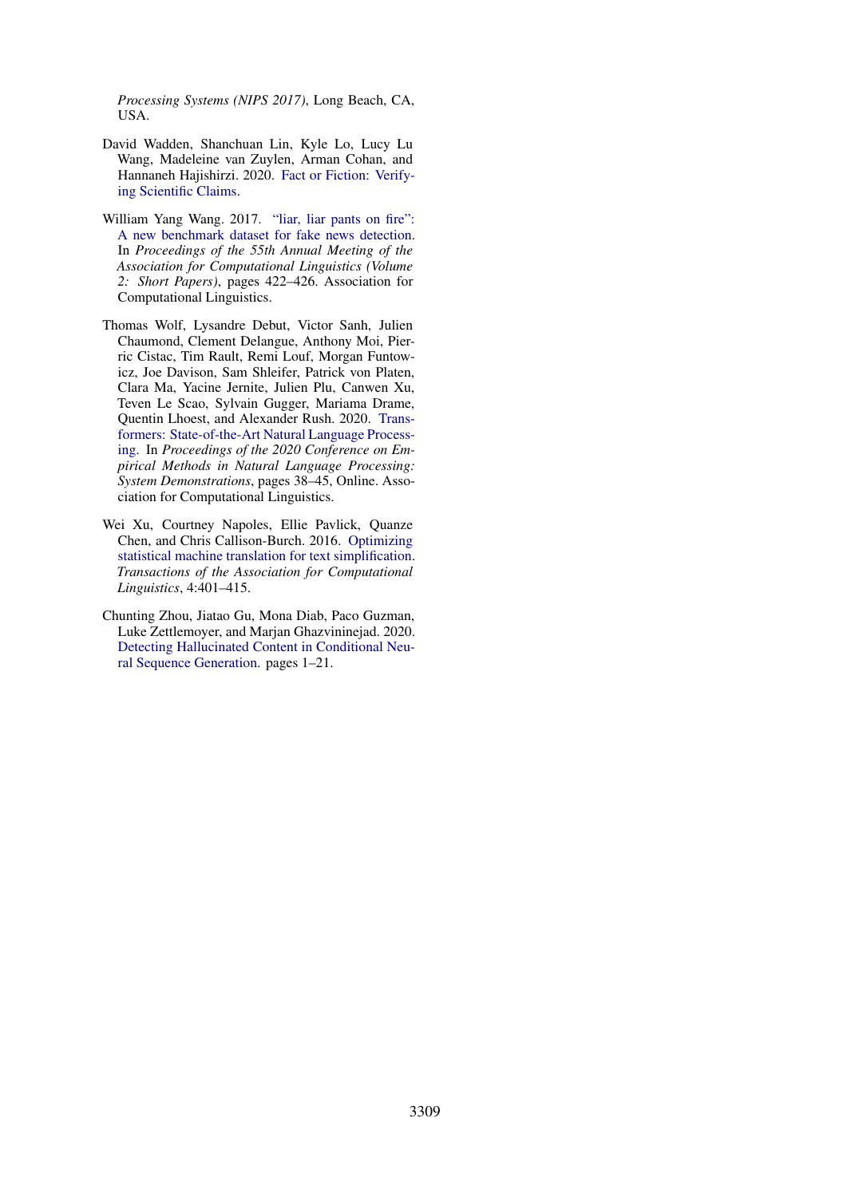Processing Systems (NIPS 2017)*, Long Beach, CA, USA.

David Wadden, Shanchuan Lin, Kyle Lo, Lucy Lu Wang, Madeleine van Zuylen, Arman Cohan, and Hannaneh Hajishirzi. 2020. Fact or Fiction: Verifying Scientific Claims.

William Yang Wang. 2017. "liar, liar pants on fire": A new benchmark dataset for fake news detection. In *Proceedings of the 55th Annual Meeting of the Association for Computational Linguistics (Volume 2: Short Papers)*, pages 422–426. Association for Computational Linguistics.

Thomas Wolf, Lysandre Debut, Victor Sanh, Julien Chaumond, Clement Delangue, Anthony Moi, Pierric Cistac, Tim Rault, Remi Louf, Morgan Funtowicz, Joe Davison, Sam Shleifer, Patrick von Platen, Clara Ma, Yacine Jernite, Julien Plu, Canwen Xu, Teven Le Scao, Sylvain Gugger, Mariama Drame, Quentin Lhoest, and Alexander Rush. 2020. Transformers: State-of-the-Art Natural Language Processing. In *Proceedings of the 2020 Conference on Empirical Methods in Natural Language Processing: System Demonstrations*, pages 38–45, Online. Association for Computational Linguistics.

Wei Xu, Courtney Napoles, Ellie Pavlick, Quanze Chen, and Chris Callison-Burch. 2016. Optimizing statistical machine translation for text simplification. *Transactions of the Association for Computational Linguistics*, 4:401–415.

Chunting Zhou, Jiatao Gu, Mona Diab, Paco Guzman, Luke Zettlemoyer, and Marjan Ghazvininejad. 2020. Detecting Hallucinated Content in Conditional Neural Sequence Generation. pages 1–21.